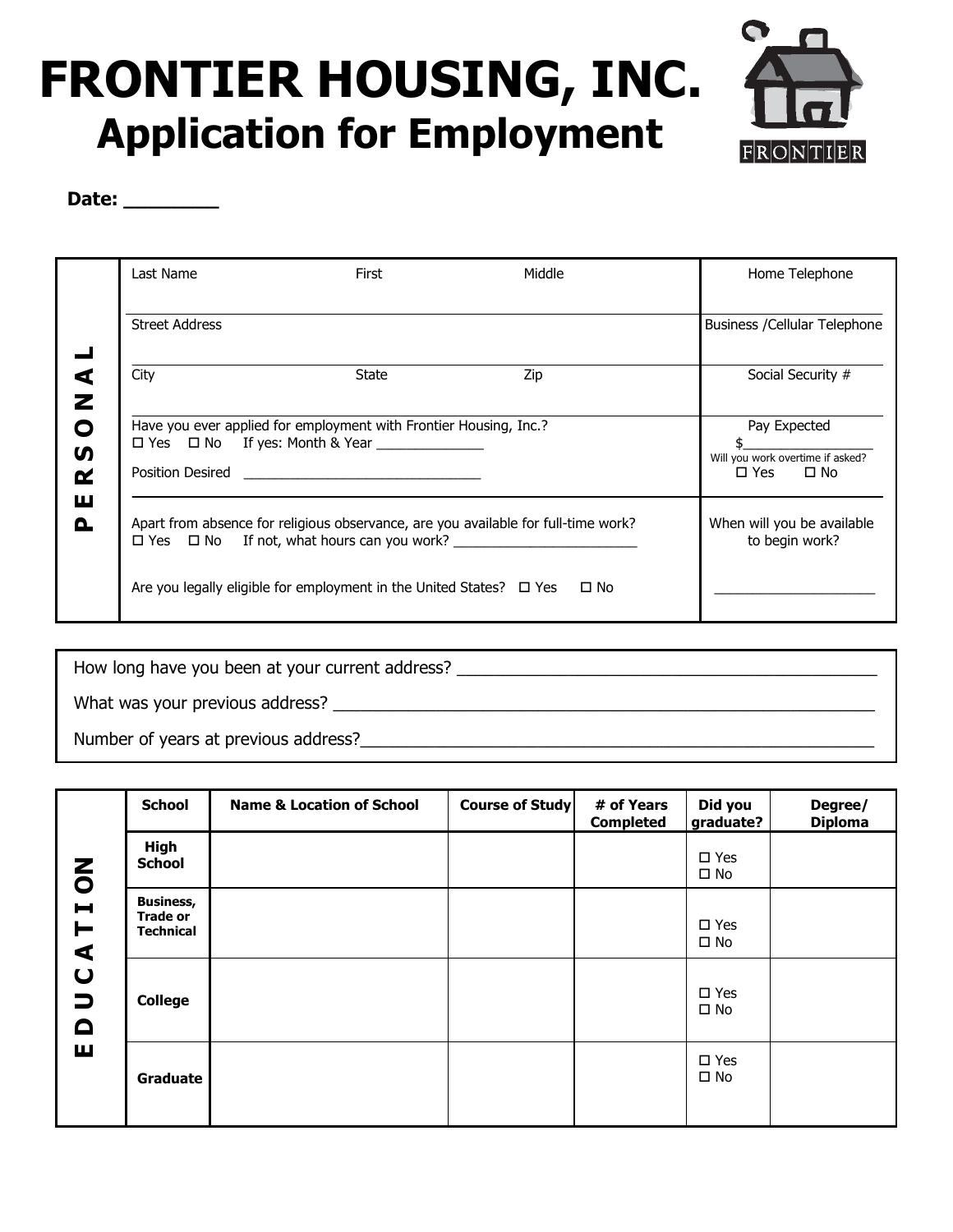# FRONTIER HOUSING, INC.
## Application for Employment

**Date: ________**

**PERSONAL**

| Last Name | First | Middle | Home Telephone |
|---|---|---|---|
| Street Address | | | Business /Cellular Telephone |
| City | State | Zip | Social Security # |

Have you ever applied for employment with Frontier Housing, Inc.?
☐ Yes ☐ No If yes: Month & Year ______________

Position Desired ________________________________

Pay Expected
$__________________
Will you work overtime if asked?
☐ Yes ☐ No

Apart from absence for religious observance, are you available for full-time work?
☐ Yes ☐ No If not, what hours can you work? ________________________

Are you legally eligible for employment in the United States? ☐ Yes ☐ No

When will you be available to begin work?
_____________________

How long have you been at your current address? ______________________________________________

What was your previous address? ____________________________________________________________

Number of years at previous address?_________________________________________________________

**EDUCATION**

| School | Name & Location of School | Course of Study | # of Years Completed | Did you graduate? | Degree/ Diploma |
|---|---|---|---|---|---|
| **High School** | | | | ☐ Yes ☐ No | |
| **Business, Trade or Technical** | | | | ☐ Yes ☐ No | |
| **College** | | | | ☐ Yes ☐ No | |
| **Graduate** | | | | ☐ Yes ☐ No | |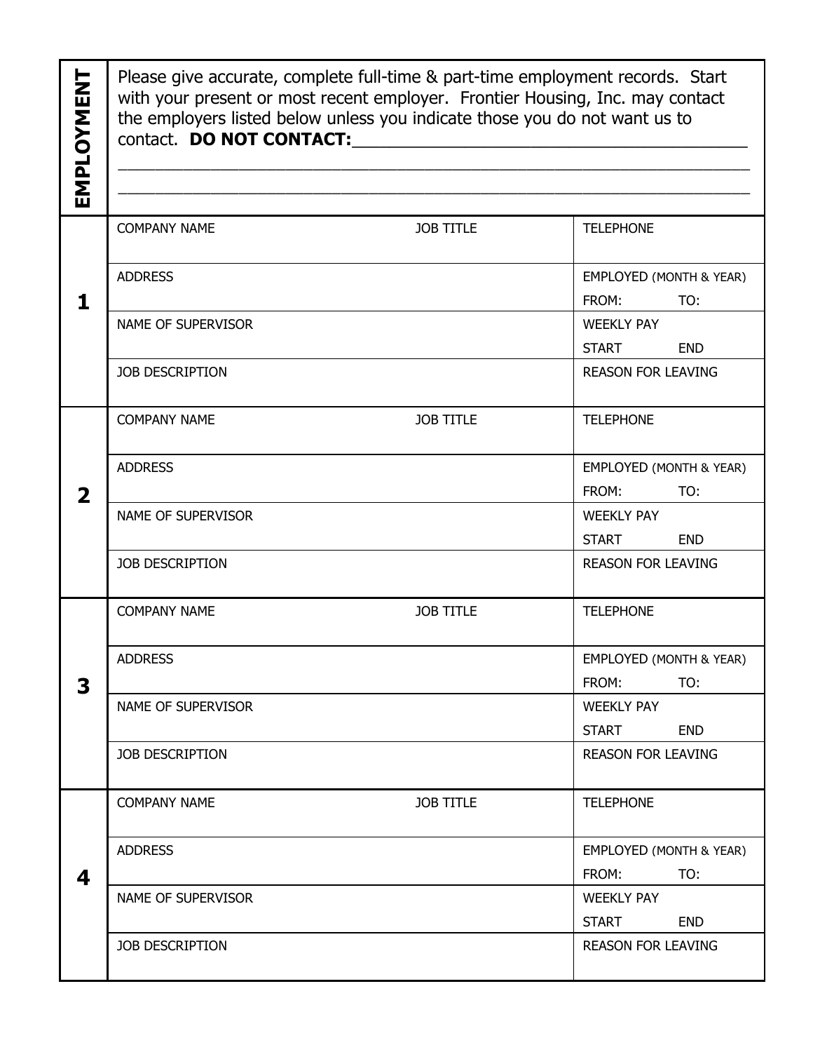## EMPLOYMENT

Please give accurate, complete full-time & part-time employment records. Start with your present or most recent employer. Frontier Housing, Inc. may contact the employers listed below unless you indicate those you do not want us to contact. **DO NOT CONTACT:**\_\_\_\_\_\_\_\_\_\_\_\_\_\_\_\_\_\_\_\_\_\_\_\_\_\_\_\_\_\_\_\_\_\_\_\_\_\_\_\_\_\_

\_\_\_\_\_\_\_\_\_\_\_\_\_\_\_\_\_\_\_\_\_\_\_\_\_\_\_\_\_\_\_\_\_\_\_\_\_\_\_\_\_\_\_\_\_\_\_\_\_\_\_\_\_\_\_\_\_\_\_\_\_\_\_\_\_\_

\_\_\_\_\_\_\_\_\_\_\_\_\_\_\_\_\_\_\_\_\_\_\_\_\_\_\_\_\_\_\_\_\_\_\_\_\_\_\_\_\_\_\_\_\_\_\_\_\_\_\_\_\_\_\_\_\_\_\_\_\_\_\_\_\_\_

| # | | | |
|---|---|---|---|
| **1** | COMPANY NAME | JOB TITLE | TELEPHONE |
| | ADDRESS | | EMPLOYED (MONTH & YEAR) FROM: TO: |
| | NAME OF SUPERVISOR | | WEEKLY PAY START END |
| | JOB DESCRIPTION | | REASON FOR LEAVING |
| **2** | COMPANY NAME | JOB TITLE | TELEPHONE |
| | ADDRESS | | EMPLOYED (MONTH & YEAR) FROM: TO: |
| | NAME OF SUPERVISOR | | WEEKLY PAY START END |
| | JOB DESCRIPTION | | REASON FOR LEAVING |
| **3** | COMPANY NAME | JOB TITLE | TELEPHONE |
| | ADDRESS | | EMPLOYED (MONTH & YEAR) FROM: TO: |
| | NAME OF SUPERVISOR | | WEEKLY PAY START END |
| | JOB DESCRIPTION | | REASON FOR LEAVING |
| **4** | COMPANY NAME | JOB TITLE | TELEPHONE |
| | ADDRESS | | EMPLOYED (MONTH & YEAR) FROM: TO: |
| | NAME OF SUPERVISOR | | WEEKLY PAY START END |
| | JOB DESCRIPTION | | REASON FOR LEAVING |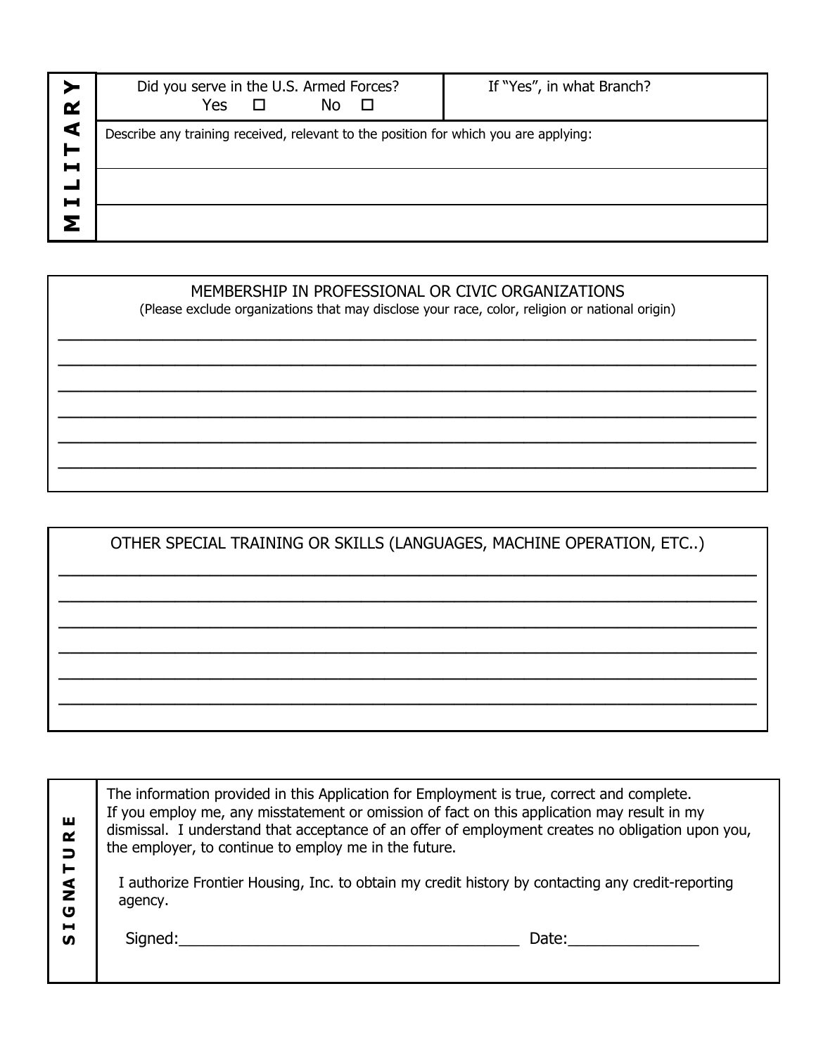## MILITARY

| | |
|---|---|
| Did you serve in the U.S. Armed Forces? Yes ☐ No ☐ | If "Yes", in what Branch? |
| Describe any training received, relevant to the position for which you are applying: | |
| | |
| | |

## MEMBERSHIP IN PROFESSIONAL OR CIVIC ORGANIZATIONS

(Please exclude organizations that may disclose your race, color, religion or national origin)

\_\_\_\_\_\_\_\_\_\_\_\_\_\_\_\_\_\_\_\_\_\_\_\_\_\_\_\_\_\_\_\_\_\_\_\_\_\_\_\_\_\_\_\_\_\_\_\_\_\_\_\_\_\_\_\_\_\_\_\_\_\_\_\_\_\_\_\_\_\_

\_\_\_\_\_\_\_\_\_\_\_\_\_\_\_\_\_\_\_\_\_\_\_\_\_\_\_\_\_\_\_\_\_\_\_\_\_\_\_\_\_\_\_\_\_\_\_\_\_\_\_\_\_\_\_\_\_\_\_\_\_\_\_\_\_\_\_\_\_\_

\_\_\_\_\_\_\_\_\_\_\_\_\_\_\_\_\_\_\_\_\_\_\_\_\_\_\_\_\_\_\_\_\_\_\_\_\_\_\_\_\_\_\_\_\_\_\_\_\_\_\_\_\_\_\_\_\_\_\_\_\_\_\_\_\_\_\_\_\_\_

\_\_\_\_\_\_\_\_\_\_\_\_\_\_\_\_\_\_\_\_\_\_\_\_\_\_\_\_\_\_\_\_\_\_\_\_\_\_\_\_\_\_\_\_\_\_\_\_\_\_\_\_\_\_\_\_\_\_\_\_\_\_\_\_\_\_\_\_\_\_

\_\_\_\_\_\_\_\_\_\_\_\_\_\_\_\_\_\_\_\_\_\_\_\_\_\_\_\_\_\_\_\_\_\_\_\_\_\_\_\_\_\_\_\_\_\_\_\_\_\_\_\_\_\_\_\_\_\_\_\_\_\_\_\_\_\_\_\_\_\_

\_\_\_\_\_\_\_\_\_\_\_\_\_\_\_\_\_\_\_\_\_\_\_\_\_\_\_\_\_\_\_\_\_\_\_\_\_\_\_\_\_\_\_\_\_\_\_\_\_\_\_\_\_\_\_\_\_\_\_\_\_\_\_\_\_\_\_\_\_\_

## OTHER SPECIAL TRAINING OR SKILLS (LANGUAGES, MACHINE OPERATION, ETC..)

\_\_\_\_\_\_\_\_\_\_\_\_\_\_\_\_\_\_\_\_\_\_\_\_\_\_\_\_\_\_\_\_\_\_\_\_\_\_\_\_\_\_\_\_\_\_\_\_\_\_\_\_\_\_\_\_\_\_\_\_\_\_\_\_\_\_\_\_\_\_

\_\_\_\_\_\_\_\_\_\_\_\_\_\_\_\_\_\_\_\_\_\_\_\_\_\_\_\_\_\_\_\_\_\_\_\_\_\_\_\_\_\_\_\_\_\_\_\_\_\_\_\_\_\_\_\_\_\_\_\_\_\_\_\_\_\_\_\_\_\_

\_\_\_\_\_\_\_\_\_\_\_\_\_\_\_\_\_\_\_\_\_\_\_\_\_\_\_\_\_\_\_\_\_\_\_\_\_\_\_\_\_\_\_\_\_\_\_\_\_\_\_\_\_\_\_\_\_\_\_\_\_\_\_\_\_\_\_\_\_\_

\_\_\_\_\_\_\_\_\_\_\_\_\_\_\_\_\_\_\_\_\_\_\_\_\_\_\_\_\_\_\_\_\_\_\_\_\_\_\_\_\_\_\_\_\_\_\_\_\_\_\_\_\_\_\_\_\_\_\_\_\_\_\_\_\_\_\_\_\_\_

\_\_\_\_\_\_\_\_\_\_\_\_\_\_\_\_\_\_\_\_\_\_\_\_\_\_\_\_\_\_\_\_\_\_\_\_\_\_\_\_\_\_\_\_\_\_\_\_\_\_\_\_\_\_\_\_\_\_\_\_\_\_\_\_\_\_\_\_\_\_

\_\_\_\_\_\_\_\_\_\_\_\_\_\_\_\_\_\_\_\_\_\_\_\_\_\_\_\_\_\_\_\_\_\_\_\_\_\_\_\_\_\_\_\_\_\_\_\_\_\_\_\_\_\_\_\_\_\_\_\_\_\_\_\_\_\_\_\_\_\_

## SIGNATURE

The information provided in this Application for Employment is true, correct and complete. If you employ me, any misstatement or omission of fact on this application may result in my dismissal. I understand that acceptance of an offer of employment creates no obligation upon you, the employer, to continue to employ me in the future.

I authorize Frontier Housing, Inc. to obtain my credit history by contacting any credit-reporting agency.

Signed:\_\_\_\_\_\_\_\_\_\_\_\_\_\_\_\_\_\_\_\_\_\_\_\_\_\_\_\_\_\_\_\_\_\_\_\_\_\_\_ Date:\_\_\_\_\_\_\_\_\_\_\_\_\_\_\_